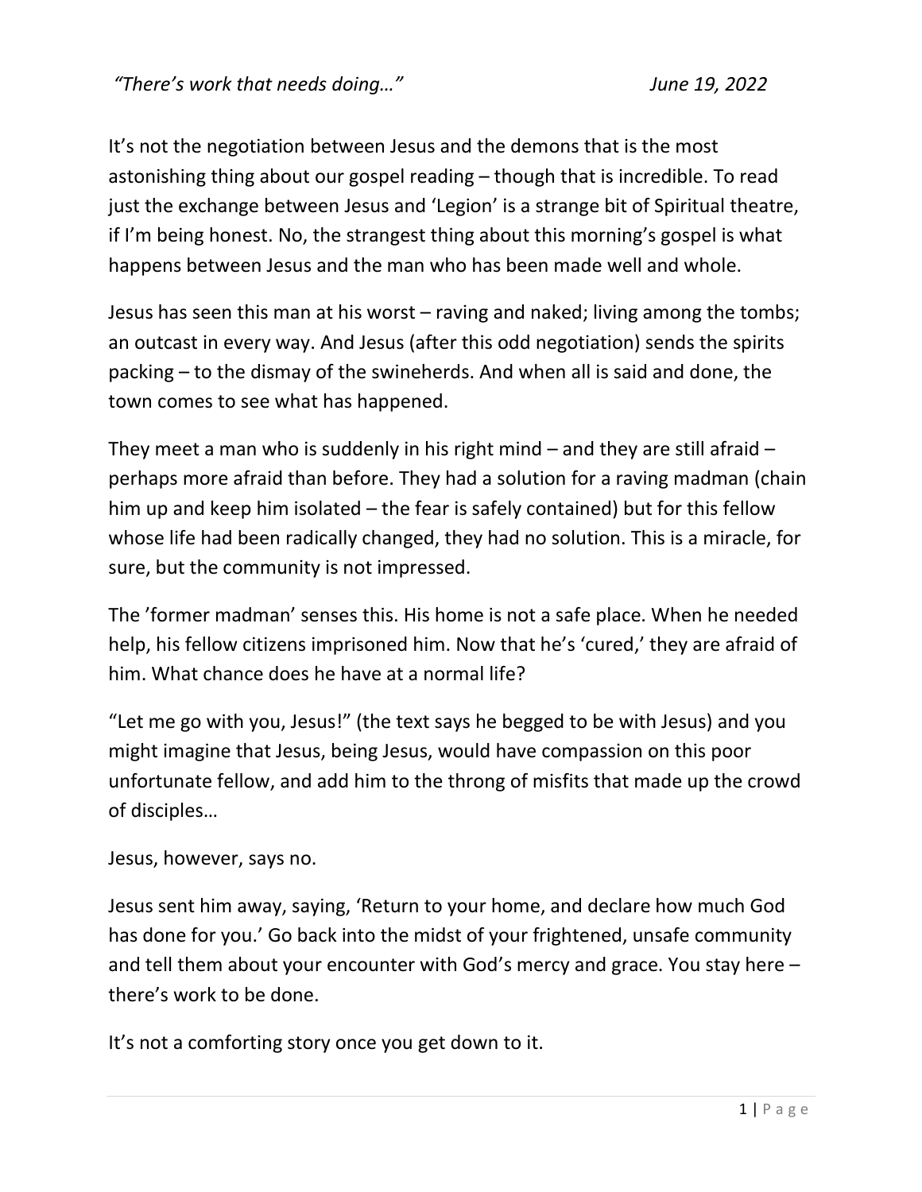*"There's work that needs doing…"* *June 19, 2022*

It's not the negotiation between Jesus and the demons that is the most astonishing thing about our gospel reading – though that is incredible. To read just the exchange between Jesus and 'Legion' is a strange bit of Spiritual theatre, if I'm being honest. No, the strangest thing about this morning's gospel is what happens between Jesus and the man who has been made well and whole.

Jesus has seen this man at his worst – raving and naked; living among the tombs; an outcast in every way. And Jesus (after this odd negotiation) sends the spirits packing – to the dismay of the swineherds. And when all is said and done, the town comes to see what has happened.

They meet a man who is suddenly in his right mind – and they are still afraid – perhaps more afraid than before. They had a solution for a raving madman (chain him up and keep him isolated – the fear is safely contained) but for this fellow whose life had been radically changed, they had no solution. This is a miracle, for sure, but the community is not impressed.

The 'former madman' senses this. His home is not a safe place. When he needed help, his fellow citizens imprisoned him. Now that he's 'cured,' they are afraid of him. What chance does he have at a normal life?

"Let me go with you, Jesus!" (the text says he begged to be with Jesus) and you might imagine that Jesus, being Jesus, would have compassion on this poor unfortunate fellow, and add him to the throng of misfits that made up the crowd of disciples…

Jesus, however, says no.

Jesus sent him away, saying, 'Return to your home, and declare how much God has done for you.' Go back into the midst of your frightened, unsafe community and tell them about your encounter with God's mercy and grace. You stay here – there's work to be done.

It's not a comforting story once you get down to it.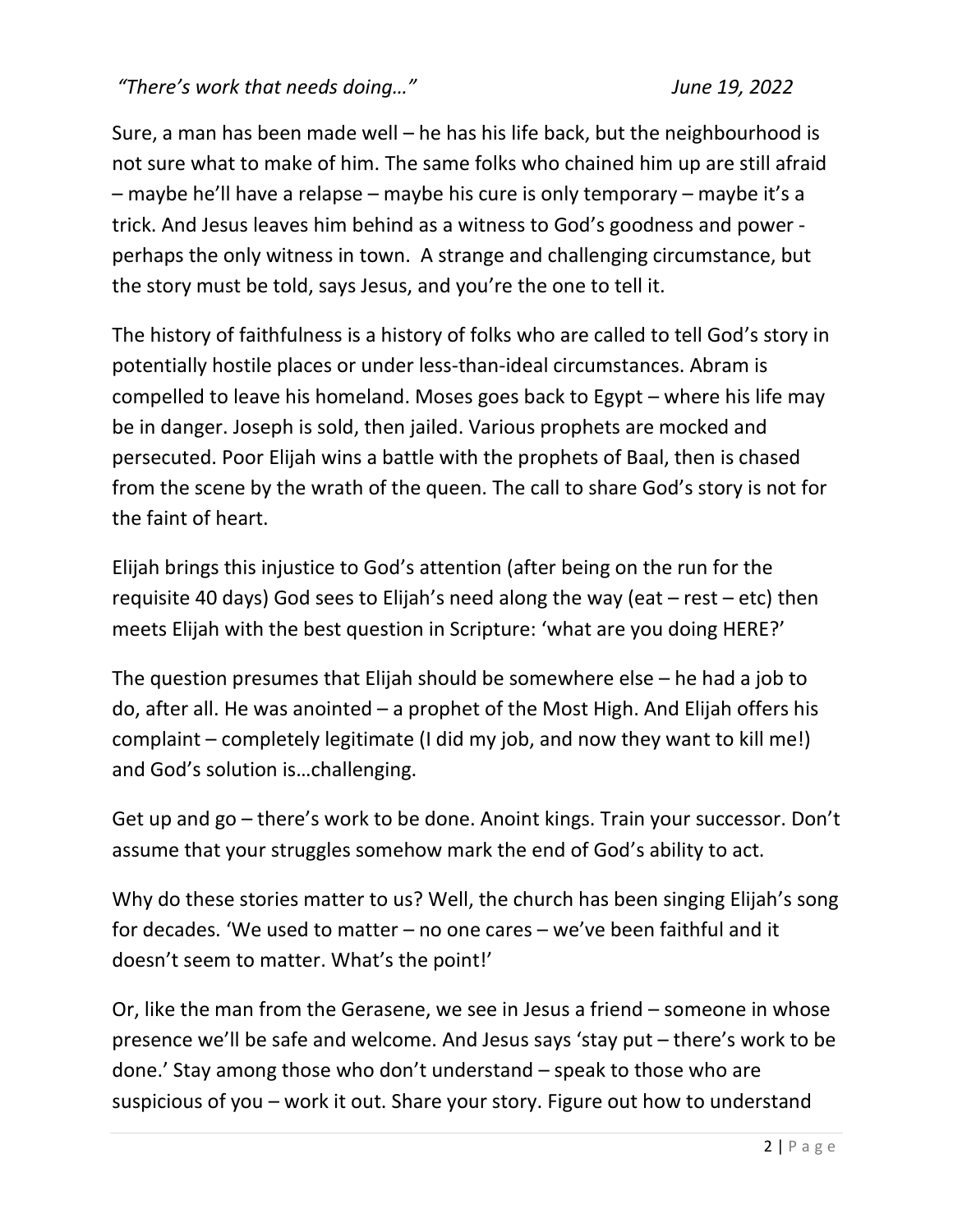Sure, a man has been made well – he has his life back, but the neighbourhood is not sure what to make of him. The same folks who chained him up are still afraid – maybe he'll have a relapse – maybe his cure is only temporary – maybe it's a trick. And Jesus leaves him behind as a witness to God's goodness and power - perhaps the only witness in town. A strange and challenging circumstance, but the story must be told, says Jesus, and you're the one to tell it.

The history of faithfulness is a history of folks who are called to tell God's story in potentially hostile places or under less-than-ideal circumstances. Abram is compelled to leave his homeland. Moses goes back to Egypt – where his life may be in danger. Joseph is sold, then jailed. Various prophets are mocked and persecuted. Poor Elijah wins a battle with the prophets of Baal, then is chased from the scene by the wrath of the queen. The call to share God's story is not for the faint of heart.

Elijah brings this injustice to God's attention (after being on the run for the requisite 40 days) God sees to Elijah's need along the way (eat – rest – etc) then meets Elijah with the best question in Scripture: 'what are you doing HERE?'

The question presumes that Elijah should be somewhere else – he had a job to do, after all. He was anointed – a prophet of the Most High. And Elijah offers his complaint – completely legitimate (I did my job, and now they want to kill me!) and God's solution is…challenging.

Get up and go – there's work to be done. Anoint kings. Train your successor. Don't assume that your struggles somehow mark the end of God's ability to act.

Why do these stories matter to us? Well, the church has been singing Elijah's song for decades. 'We used to matter – no one cares – we've been faithful and it doesn't seem to matter. What's the point!'

Or, like the man from the Gerasene, we see in Jesus a friend – someone in whose presence we'll be safe and welcome. And Jesus says 'stay put – there's work to be done.' Stay among those who don't understand – speak to those who are suspicious of you – work it out. Share your story. Figure out how to understand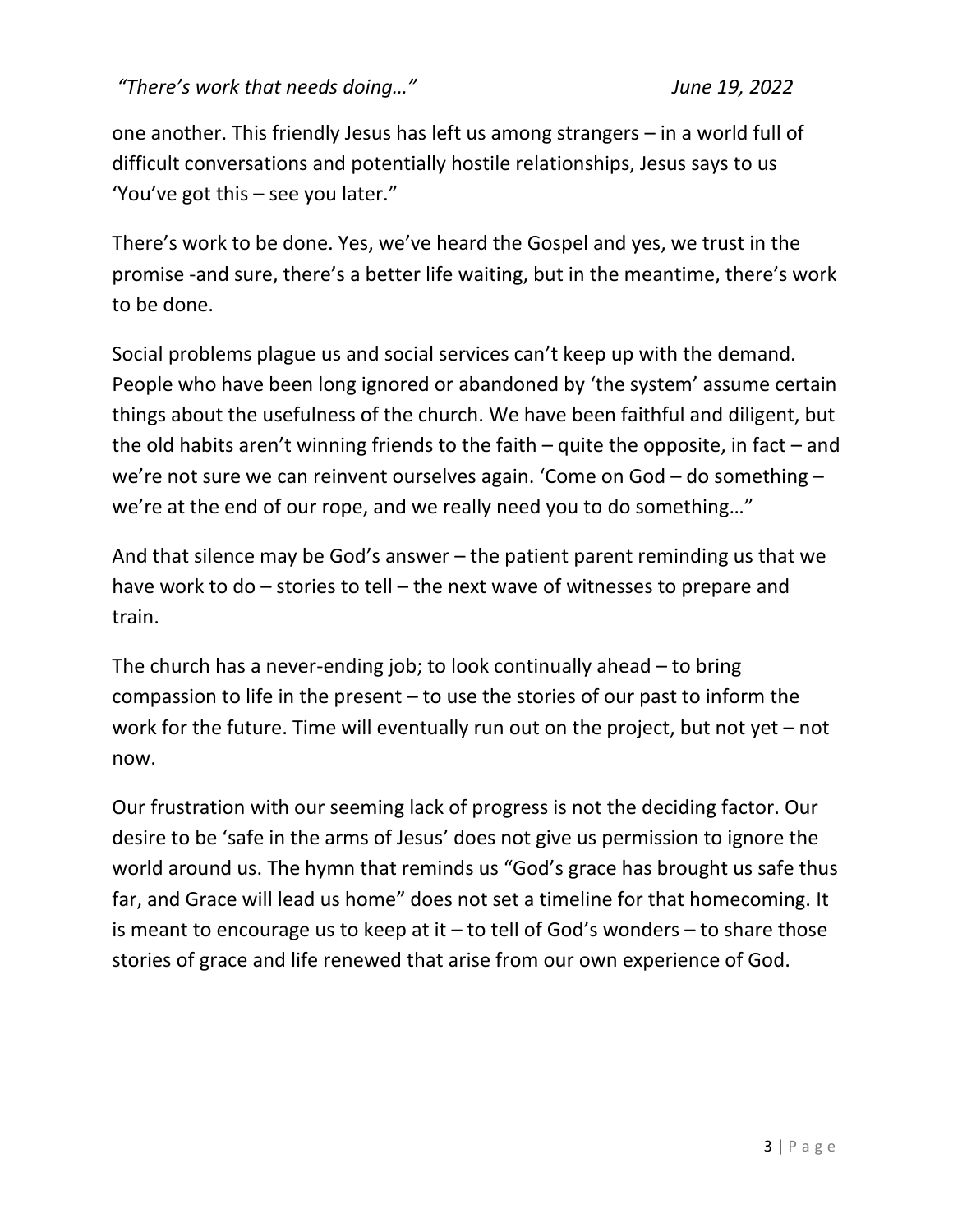one another. This friendly Jesus has left us among strangers – in a world full of difficult conversations and potentially hostile relationships, Jesus says to us 'You've got this – see you later."

There's work to be done. Yes, we've heard the Gospel and yes, we trust in the promise -and sure, there's a better life waiting, but in the meantime, there's work to be done.

Social problems plague us and social services can't keep up with the demand. People who have been long ignored or abandoned by 'the system' assume certain things about the usefulness of the church. We have been faithful and diligent, but the old habits aren't winning friends to the faith – quite the opposite, in fact – and we're not sure we can reinvent ourselves again. 'Come on God – do something – we're at the end of our rope, and we really need you to do something…"

And that silence may be God's answer – the patient parent reminding us that we have work to do – stories to tell – the next wave of witnesses to prepare and train.

The church has a never-ending job; to look continually ahead – to bring compassion to life in the present – to use the stories of our past to inform the work for the future. Time will eventually run out on the project, but not yet – not now.

Our frustration with our seeming lack of progress is not the deciding factor. Our desire to be 'safe in the arms of Jesus' does not give us permission to ignore the world around us. The hymn that reminds us "God's grace has brought us safe thus far, and Grace will lead us home" does not set a timeline for that homecoming. It is meant to encourage us to keep at it – to tell of God's wonders – to share those stories of grace and life renewed that arise from our own experience of God.